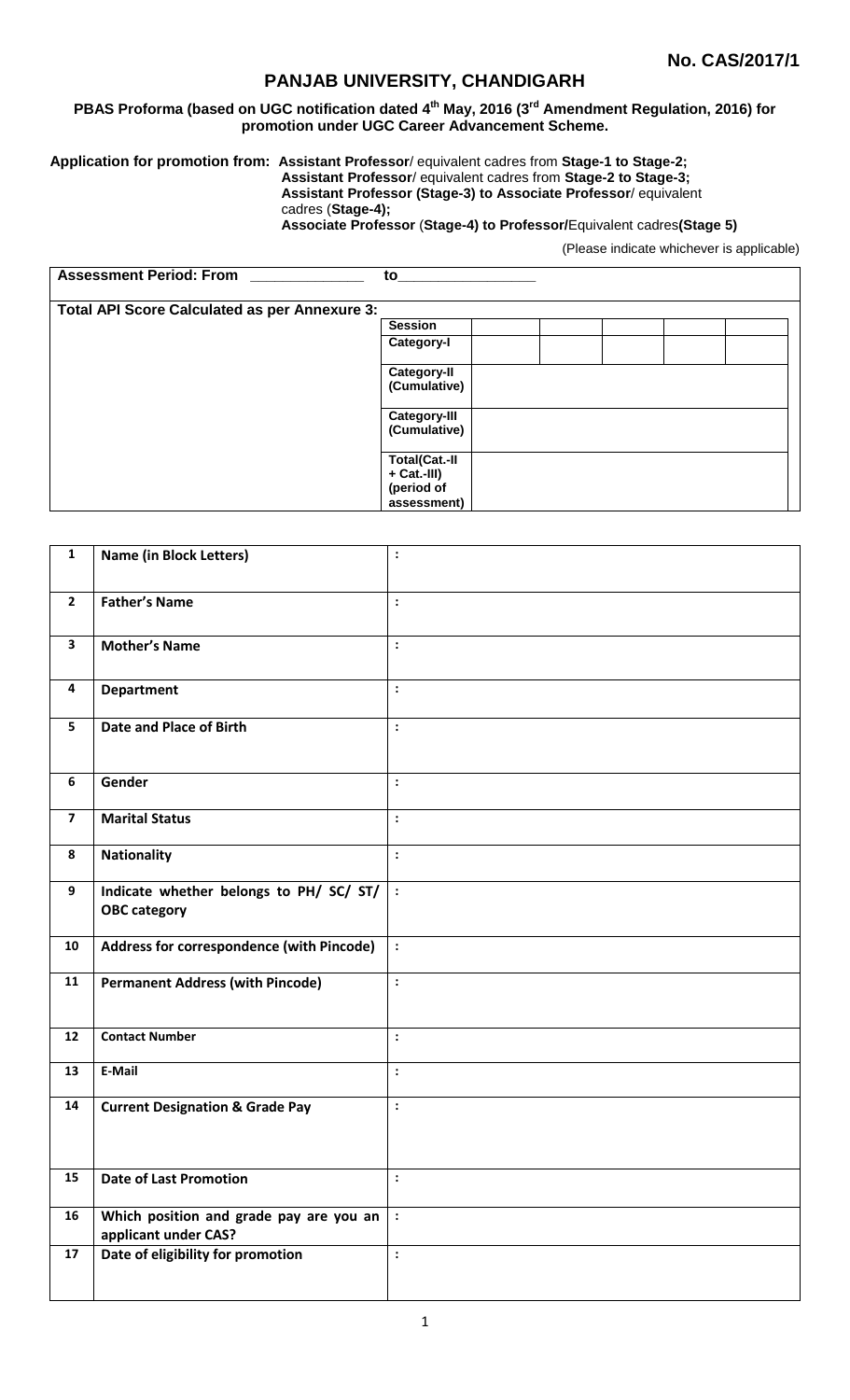**No. CAS/2017/1**

# PANJAB UNIVERSITY, CHANDIGARH

**PBAS Proforma (based on UGC notification dated 4th May, 2016 (3rd Amendment Regulation, 2016) for promotion under UGC Career Advancement Scheme.**

**Application for promotion from:** **Assistant Professor**/ equivalent cadres from **Stage-1 to Stage-2;**
**Assistant Professor**/ equivalent cadres from **Stage-2 to Stage-3;**
**Assistant Professor (Stage-3) to Associate Professor**/ equivalent cadres (**Stage-4);**
**Associate Professor** (**Stage-4) to Professor/**Equivalent cadres**(Stage 5)**

(Please indicate whichever is applicable)

**Assessment Period: From** _____________ **to**________________

**Total API Score Calculated as per Annexure 3:**

| | | | | | | |
|---|---|---|---|---|---|---|
| | **Session** | | | | | |
| | **Category-I** | | | | | |
| | **Category-II (Cumulative)** | | | | | |
| | **Category-III (Cumulative)** | | | | | |
| | **Total(Cat.-II + Cat.-III) (period of assessment)** | | | | | |

| | | |
|---|---|---|
| **1** | **Name (in Block Letters)** | : |
| **2** | **Father's Name** | : |
| **3** | **Mother's Name** | : |
| **4** | **Department** | : |
| **5** | **Date and Place of Birth** | : |
| **6** | **Gender** | : |
| **7** | **Marital Status** | : |
| **8** | **Nationality** | : |
| **9** | **Indicate whether belongs to PH/ SC/ ST/ OBC category** | : |
| **10** | **Address for correspondence (with Pincode)** | : |
| **11** | **Permanent Address (with Pincode)** | : |
| **12** | **Contact Number** | : |
| **13** | **E-Mail** | : |
| **14** | **Current Designation & Grade Pay** | : |
| **15** | **Date of Last Promotion** | : |
| **16** | **Which position and grade pay are you an applicant under CAS?** | : |
| **17** | **Date of eligibility for promotion** | : |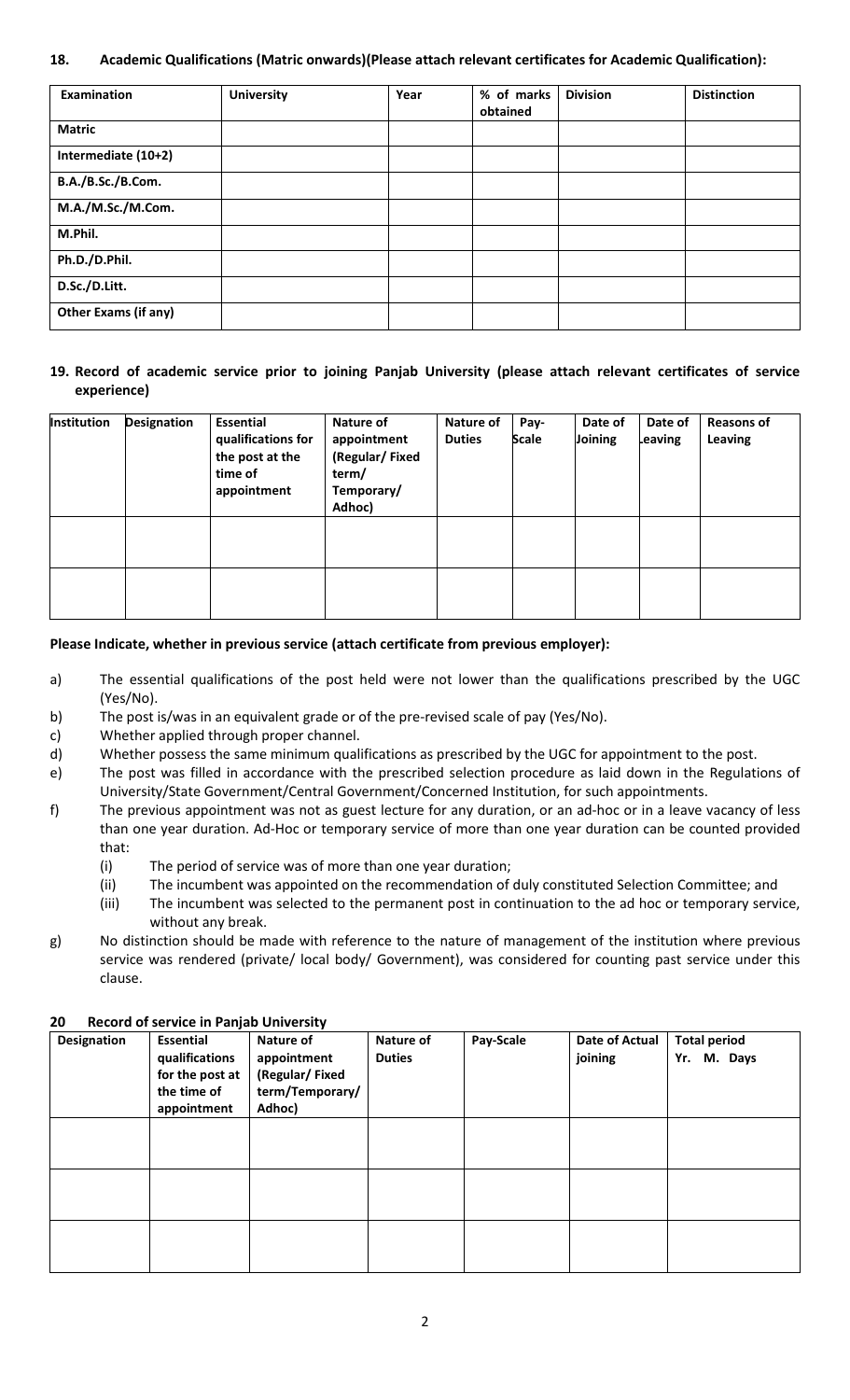**18. Academic Qualifications (Matric onwards)(Please attach relevant certificates for Academic Qualification):**

| Examination | University | Year | % of marks obtained | Division | Distinction |
|---|---|---|---|---|---|
| **Matric** | | | | | |
| **Intermediate (10+2)** | | | | | |
| **B.A./B.Sc./B.Com.** | | | | | |
| **M.A./M.Sc./M.Com.** | | | | | |
| **M.Phil.** | | | | | |
| **Ph.D./D.Phil.** | | | | | |
| **D.Sc./D.Litt.** | | | | | |
| **Other Exams (if any)** | | | | | |

**19. Record of academic service prior to joining Panjab University (please attach relevant certificates of service experience)**

| Institution | Designation | Essential qualifications for the post at the time of appointment | Nature of appointment (Regular/ Fixed term/ Temporary/ Adhoc) | Nature of Duties | Pay-Scale | Date of Joining | Date of Leaving | Reasons of Leaving |
|---|---|---|---|---|---|---|---|---|
| | | | | | | | | |
| | | | | | | | | |

**Please Indicate, whether in previous service (attach certificate from previous employer):**

a) The essential qualifications of the post held were not lower than the qualifications prescribed by the UGC (Yes/No).

b) The post is/was in an equivalent grade or of the pre-revised scale of pay (Yes/No).

c) Whether applied through proper channel.

d) Whether possess the same minimum qualifications as prescribed by the UGC for appointment to the post.

e) The post was filled in accordance with the prescribed selection procedure as laid down in the Regulations of University/State Government/Central Government/Concerned Institution, for such appointments.

f) The previous appointment was not as guest lecture for any duration, or an ad-hoc or in a leave vacancy of less than one year duration. Ad-Hoc or temporary service of more than one year duration can be counted provided that:

   (i) The period of service was of more than one year duration;

   (ii) The incumbent was appointed on the recommendation of duly constituted Selection Committee; and

   (iii) The incumbent was selected to the permanent post in continuation to the ad hoc or temporary service, without any break.

g) No distinction should be made with reference to the nature of management of the institution where previous service was rendered (private/ local body/ Government), was considered for counting past service under this clause.

**20 Record of service in Panjab University**

| Designation | Essential qualifications for the post at the time of appointment | Nature of appointment (Regular/ Fixed term/Temporary/ Adhoc) | Nature of Duties | Pay-Scale | Date of Actual joining | Total period Yr. M. Days |
|---|---|---|---|---|---|---|
| | | | | | | |
| | | | | | | |
| | | | | | | |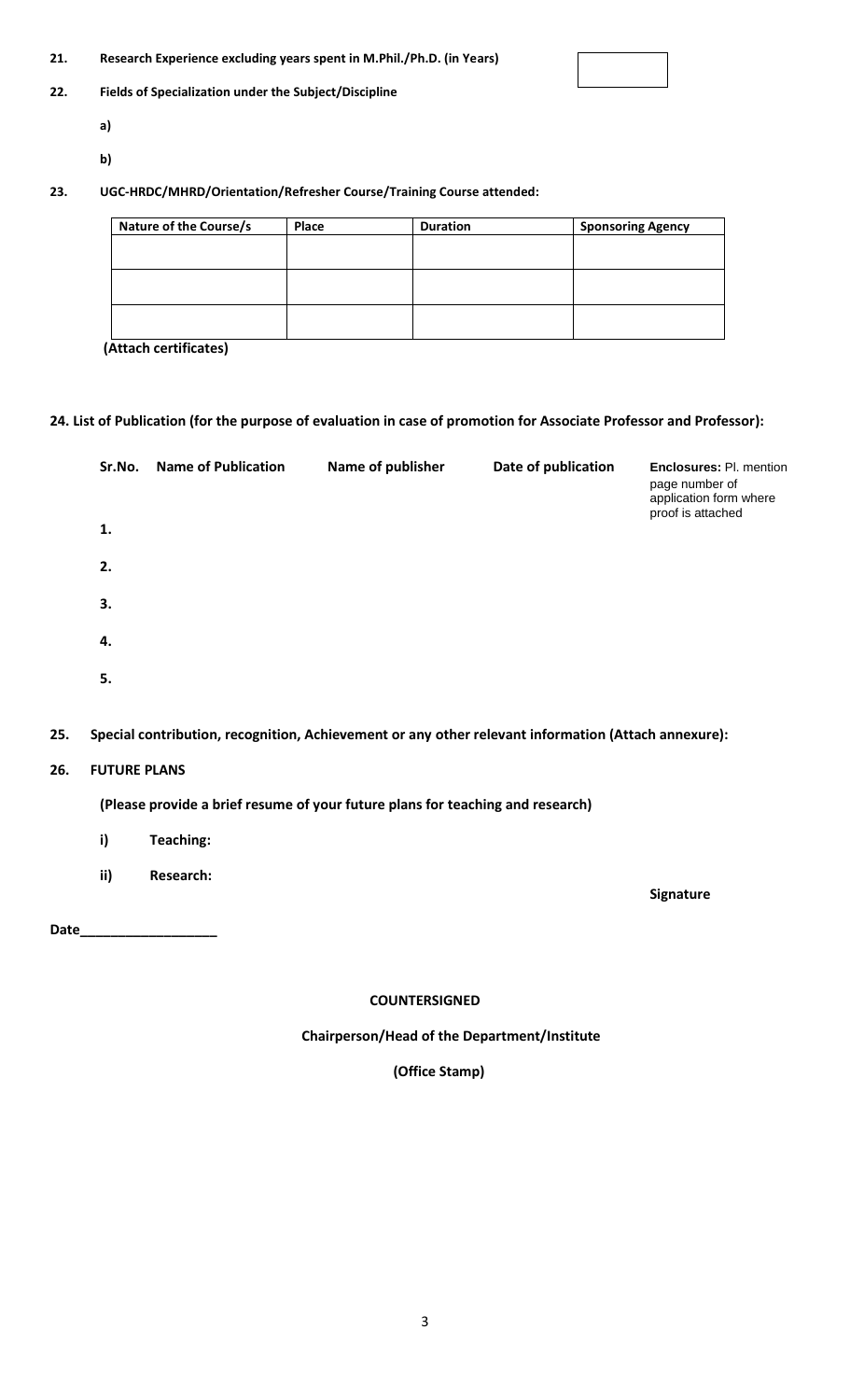**21. Research Experience excluding years spent in M.Phil./Ph.D. (in Years)**

**22. Fields of Specialization under the Subject/Discipline**

**a)**

**b)**

**23. UGC-HRDC/MHRD/Orientation/Refresher Course/Training Course attended:**

| Nature of the Course/s | Place | Duration | Sponsoring Agency |
|---|---|---|---|
| | | | |
| | | | |
| | | | |

**(Attach certificates)**

**24. List of Publication (for the purpose of evaluation in case of promotion for Associate Professor and Professor):**

| Sr.No. | Name of Publication | Name of publisher | Date of publication | **Enclosures:** Pl. mention page number of application form where proof is attached |
|---|---|---|---|---|
| 1. | | | | |
| 2. | | | | |
| 3. | | | | |
| 4. | | | | |
| 5. | | | | |

**25. Special contribution, recognition, Achievement or any other relevant information (Attach annexure):**

**26. FUTURE PLANS**

**(Please provide a brief resume of your future plans for teaching and research)**

**i) Teaching:**

**ii) Research:**

**Signature**

**Date__________________**

**COUNTERSIGNED**

**Chairperson/Head of the Department/Institute**

**(Office Stamp)**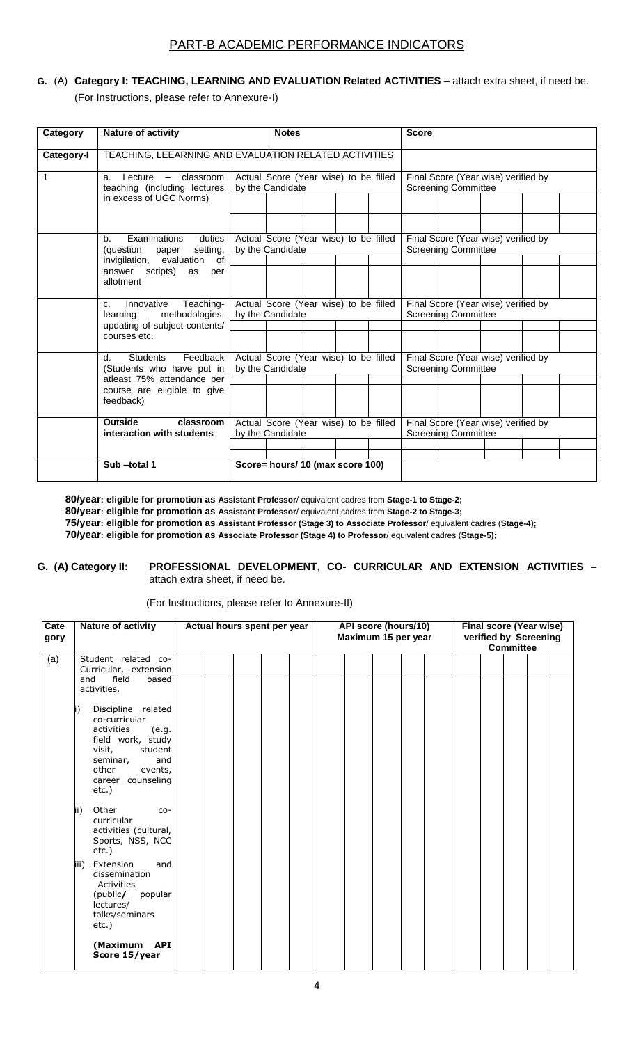## PART-B ACADEMIC PERFORMANCE INDICATORS

**G.** (A) **Category I: TEACHING, LEARNING AND EVALUATION Related ACTIVITIES –** attach extra sheet, if need be.

(For Instructions, please refer to Annexure-I)

| Category | Nature of activity | Notes | | | | | Score | | | | |
|---|---|---|---|---|---|---|---|---|---|---|---|
| **Category-I** | TEACHING, LEEARNING AND EVALUATION RELATED ACTIVITIES | | | | | | | | | | |
| 1 | a. Lecture – classroom teaching (including lectures in excess of UGC Norms) | Actual Score (Year wise) to be filled by the Candidate | | | | | Final Score (Year wise) verified by Screening Committee | | | | |
| | | | | | | | | | | | |
| | | | | | | | | | | | |
| | b. Examinations duties (question paper setting, invigilation, evaluation of answer scripts) as per allotment | Actual Score (Year wise) to be filled by the Candidate | | | | | Final Score (Year wise) verified by Screening Committee | | | | |
| | | | | | | | | | | | |
| | c. Innovative Teaching-learning methodologies, updating of subject contents/ courses etc. | Actual Score (Year wise) to be filled by the Candidate | | | | | Final Score (Year wise) verified by Screening Committee | | | | |
| | | | | | | | | | | | |
| | d. Students Feedback (Students who have put in atleast 75% attendance per course are eligible to give feedback) | Actual Score (Year wise) to be filled by the Candidate | | | | | Final Score (Year wise) verified by Screening Committee | | | | |
| | | | | | | | | | | | |
| | **Outside classroom interaction with students** | Actual Score (Year wise) to be filled by the Candidate | | | | | Final Score (Year wise) verified by Screening Committee | | | | |
| | | | | | | | | | | | |
| | **Sub –total 1** | **Score= hours/ 10 (max score 100)** | | | | | | | | | |

**80/year: eligible for promotion as Assistant Professor**/ equivalent cadres from **Stage-1 to Stage-2;**

**80/year: eligible for promotion as Assistant Professor**/ equivalent cadres from **Stage-2 to Stage-3;**

**75/year: eligible for promotion as Assistant Professor (Stage 3) to Associate Professor**/ equivalent cadres (**Stage-4);**

**70/year: eligible for promotion as Associate Professor (Stage 4) to Professor**/ equivalent cadres (**Stage-5);**

**G. (A) Category II: PROFESSIONAL DEVELOPMENT, CO- CURRICULAR AND EXTENSION ACTIVITIES –** attach extra sheet, if need be.

(For Instructions, please refer to Annexure-II)

| Category | Nature of activity | Actual hours spent per year | | | | | API score (hours/10) Maximum 15 per year | | | | | Final score (Year wise) verified by Screening Committee | | | | |
|---|---|---|---|---|---|---|---|---|---|---|---|---|---|---|---|---|
| (a) | Student related co-Curricular, extension and field based activities. | | | | | | | | | | | | | | | |
| | i) Discipline related co-curricular activities (e.g. field work, study visit, student seminar, and other events, career counseling etc.) | | | | | | | | | | | | | | | |
| | ii) Other co-curricular activities (cultural, Sports, NSS, NCC etc.) | | | | | | | | | | | | | | | |
| | iii) Extension and dissemination Activities (public/ popular lectures/ talks/seminars etc.) | | | | | | | | | | | | | | | |
| | **(Maximum API Score 15/year** | | | | | | | | | | | | | | | |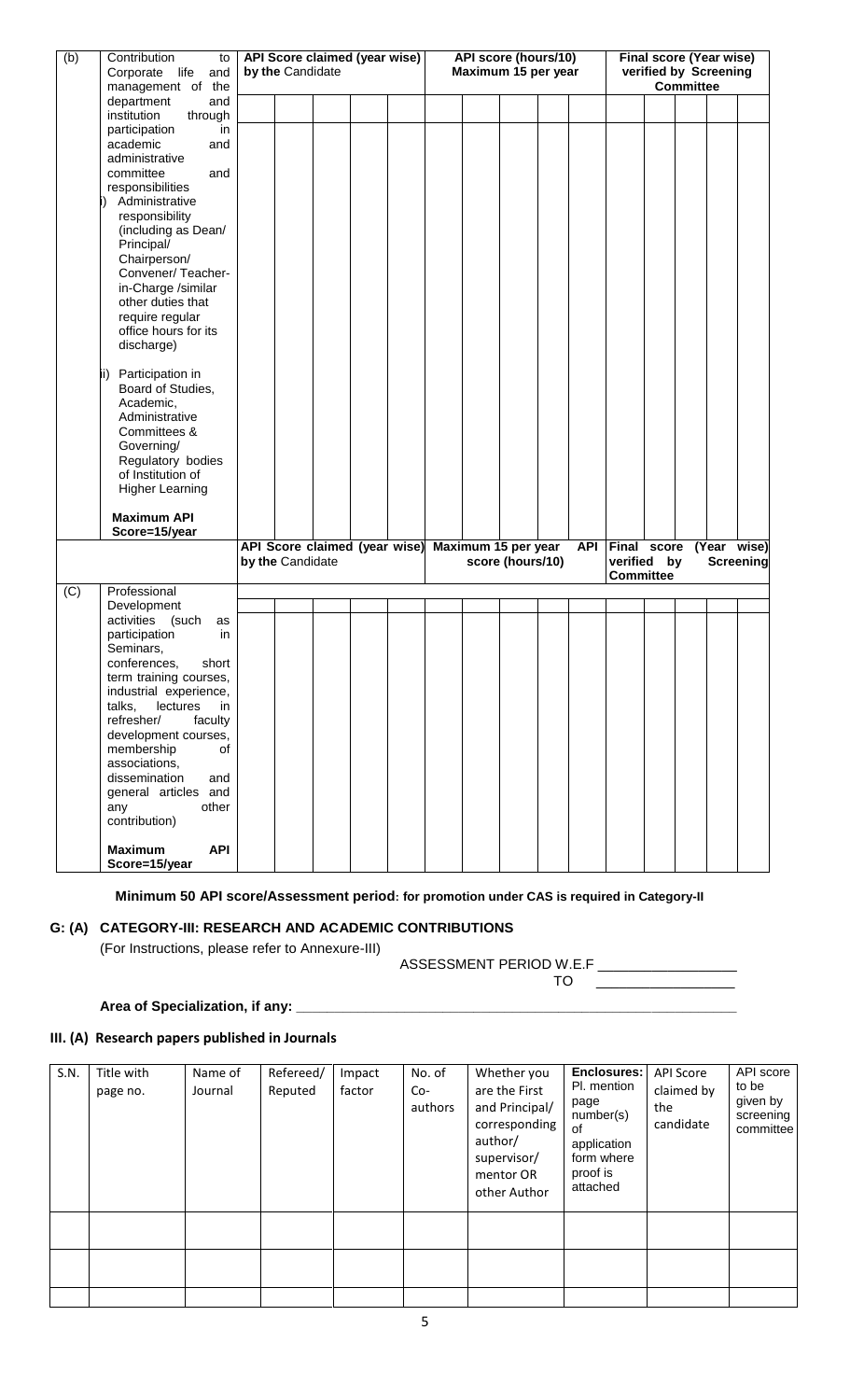| (b) | Contribution to Corporate life and management of the department and institution through participation in academic and administrative committee and responsibilities i) Administrative responsibility (including as Dean/ Principal/ Chairperson/ Convener/ Teacher-in-Charge /similar other duties that require regular office hours for its discharge) ii) Participation in Board of Studies, Academic, Administrative Committees & Governing/ Regulatory bodies of Institution of Higher Learning **Maximum API Score=15/year** | **API Score claimed (year wise) by the Candidate** | | | | | **API score (hours/10) Maximum 15 per year** | | | | | **Final score (Year wise) verified by Screening Committee** | | | | |
|---|---|---|---|---|---|---|---|---|---|---|---|---|---|---|---|---|
| | | | | | | | | | | | | | | | | |
| | | | | | | | | | | | | | | | | |
| | | **API Score claimed (year wise) by the Candidate** | | | | | **Maximum 15 per year API score (hours/10)** | | | | | **Final score (Year wise) verified by Screening Committee** | | | | |
| (C) | Professional Development activities (such as participation in Seminars, conferences, short term training courses, industrial experience, talks, lectures in refresher/ faculty development courses, membership of associations, dissemination and general articles and any other contribution) **Maximum API Score=15/year** | | | | | | | | | | | | | | | |
| | | | | | | | | | | | | | | | | |
| | | | | | | | | | | | | | | | | |

**Minimum 50 API score/Assessment period: for promotion under CAS is required in Category-II**

## G: (A) CATEGORY-III: RESEARCH AND ACADEMIC CONTRIBUTIONS

(For Instructions, please refer to Annexure-III)

ASSESSMENT PERIOD W.E.F \_\_\_\_\_\_\_\_\_\_\_\_\_\_\_\_\_ TO \_\_\_\_\_\_\_\_\_\_\_\_\_\_\_\_\_

**Area of Specialization, if any: \_\_\_\_\_\_\_\_\_\_\_\_\_\_\_\_\_\_\_\_\_\_\_\_\_\_\_\_\_\_\_\_\_\_\_\_\_\_\_\_\_\_\_\_\_\_\_\_\_\_\_\_\_\_\_\_\_\_**

### III. (A) Research papers published in Journals

| S.N. | Title with page no. | Name of Journal | Refereed/ Reputed | Impact factor | No. of Co-authors | Whether you are the First and Principal/ corresponding author/ supervisor/ mentor OR other Author | **Enclosures:** Pl. mention page number(s) of application form where proof is attached | API Score claimed by the candidate | API score to be given by screening committee |
|---|---|---|---|---|---|---|---|---|---|
| | | | | | | | | | |
| | | | | | | | | | |
| | | | | | | | | | |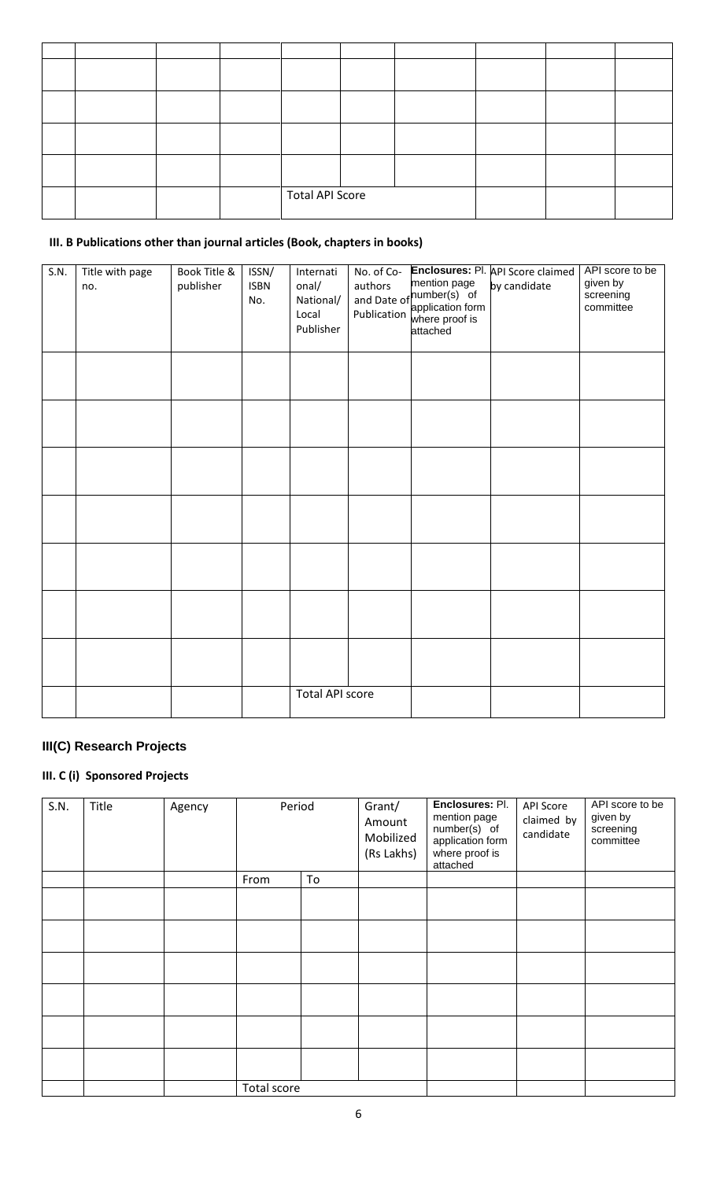| | | | | | | | | | |
|---|---|---|---|---|---|---|---|---|---|
| | | | | | | | | | |
| | | | | | | | | | |
| | | | | | | | | | |
| | | | | | | | | | |
| | | | | Total API Score | | | | | |

### III. B Publications other than journal articles (Book, chapters in books)

| S.N. | Title with page no. | Book Title & publisher | ISSN/ ISBN No. | International/ National/ Local Publisher | No. of Co-authors and Date of Publication | **Enclosures:** Pl. mention page number(s) of application form where proof is attached | API Score claimed by candidate | API score to be given by screening committee |
|---|---|---|---|---|---|---|---|---|
| | | | | | | | | |
| | | | | | | | | |
| | | | | | | | | |
| | | | | | | | | |
| | | | | | | | | |
| | | | | | | | | |
| | | | | | | | | |
| | | | | Total API score | | | | |

## III(C) Research Projects

### III. C (i) Sponsored Projects

| S.N. | Title | Agency | Period | | Grant/ Amount Mobilized (Rs Lakhs) | **Enclosures:** Pl. mention page number(s) of application form where proof is attached | API Score claimed by candidate | API score to be given by screening committee |
|---|---|---|---|---|---|---|---|---|
| | | | From | To | | | | |
| | | | | | | | | |
| | | | | | | | | |
| | | | | | | | | |
| | | | | | | | | |
| | | | | | | | | |
| | | | | | | | | |
| | | | Total score | | | | | |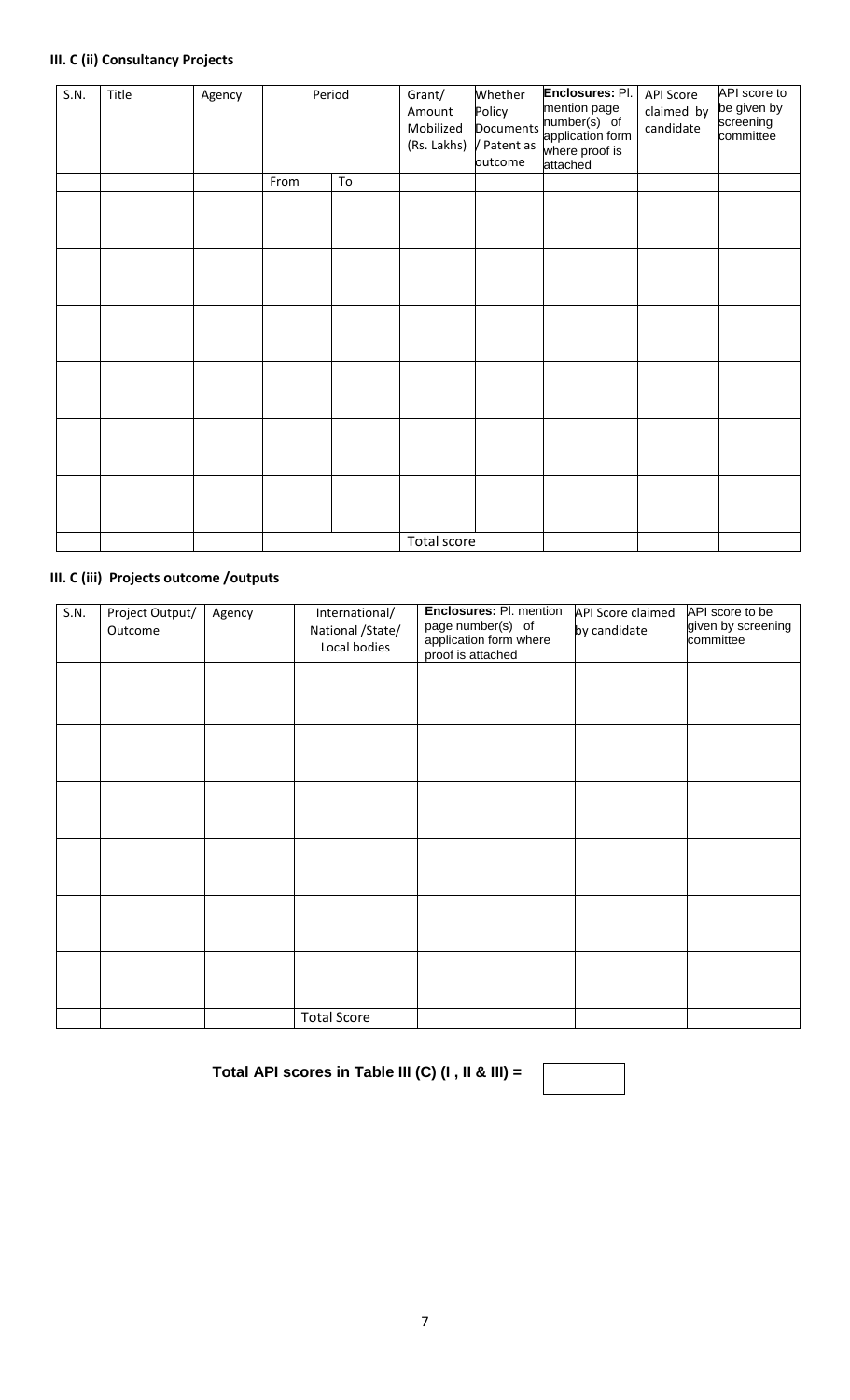**III. C (ii) Consultancy Projects**

| S.N. | Title | Agency | Period | | Grant/ Amount Mobilized (Rs. Lakhs) | Whether Policy Documents / Patent as outcome | **Enclosures:** Pl. mention page number(s) of application form where proof is attached | API Score claimed by candidate | API score to be given by screening committee |
|---|---|---|---|---|---|---|---|---|---|
| | | | From | To | | | | | |
| | | | | | | | | | |
| | | | | | | | | | |
| | | | | | | | | | |
| | | | | | | | | | |
| | | | | | | | | | |
| | | | | | | | | | |
| | | | | | Total score | | | | |

**III. C (iii) Projects outcome /outputs**

| S.N. | Project Output/ Outcome | Agency | International/ National /State/ Local bodies | **Enclosures:** Pl. mention page number(s) of application form where proof is attached | API Score claimed by candidate | API score to be given by screening committee |
|---|---|---|---|---|---|---|
| | | | | | | |
| | | | | | | |
| | | | | | | |
| | | | | | | |
| | | | | | | |
| | | | | | | |
| | | | Total Score | | | |

**Total API scores in Table III (C) (I , II & III) =**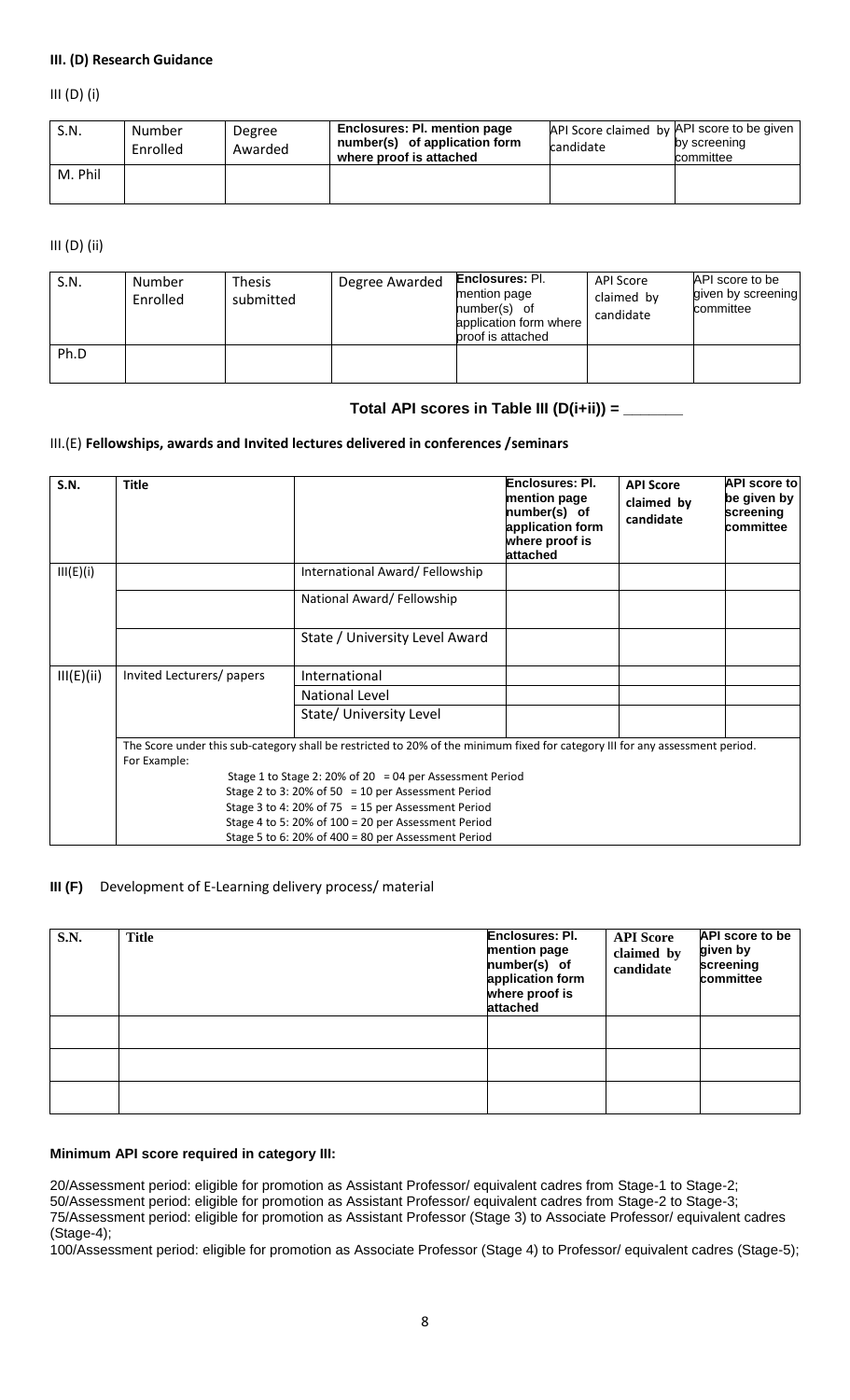**III. (D) Research Guidance**

III (D) (i)

| S.N. | Number Enrolled | Degree Awarded | Enclosures: Pl. mention page number(s) of application form where proof is attached | API Score claimed by candidate | API score to be given by screening committee |
|---|---|---|---|---|---|
| M. Phil | | | | | |

III (D) (ii)

| S.N. | Number Enrolled | Thesis submitted | Degree Awarded | Enclosures: Pl. mention page number(s) of application form where proof is attached | API Score claimed by candidate | API score to be given by screening committee |
|---|---|---|---|---|---|---|
| Ph.D | | | | | | |

**Total API scores in Table III (D(i+ii)) = _______**

III.(E) **Fellowships, awards and Invited lectures delivered in conferences /seminars**

| S.N. | Title | | Enclosures: Pl. mention page number(s) of application form where proof is attached | API Score claimed by candidate | API score to be given by screening committee |
|---|---|---|---|---|---|
| III(E)(i) | | International Award/ Fellowship | | | |
| | | National Award/ Fellowship | | | |
| | | State / University Level Award | | | |
| III(E)(ii) | Invited Lecturers/ papers | International | | | |
| | | National Level | | | |
| | | State/ University Level | | | |
| | The Score under this sub-category shall be restricted to 20% of the minimum fixed for category III for any assessment period. For Example: Stage 1 to Stage 2: 20% of 20 = 04 per Assessment Period; Stage 2 to 3: 20% of 50 = 10 per Assessment Period; Stage 3 to 4: 20% of 75 = 15 per Assessment Period; Stage 4 to 5: 20% of 100 = 20 per Assessment Period; Stage 5 to 6: 20% of 400 = 80 per Assessment Period | | | | |

**III (F)** Development of E-Learning delivery process/ material

| S.N. | Title | Enclosures: Pl. mention page number(s) of application form where proof is attached | API Score claimed by candidate | API score to be given by screening committee |
|---|---|---|---|---|
| | | | | |
| | | | | |
| | | | | |

**Minimum API score required in category III:**

20/Assessment period: eligible for promotion as Assistant Professor/ equivalent cadres from Stage-1 to Stage-2;
50/Assessment period: eligible for promotion as Assistant Professor/ equivalent cadres from Stage-2 to Stage-3;
75/Assessment period: eligible for promotion as Assistant Professor (Stage 3) to Associate Professor/ equivalent cadres (Stage-4);
100/Assessment period: eligible for promotion as Associate Professor (Stage 4) to Professor/ equivalent cadres (Stage-5);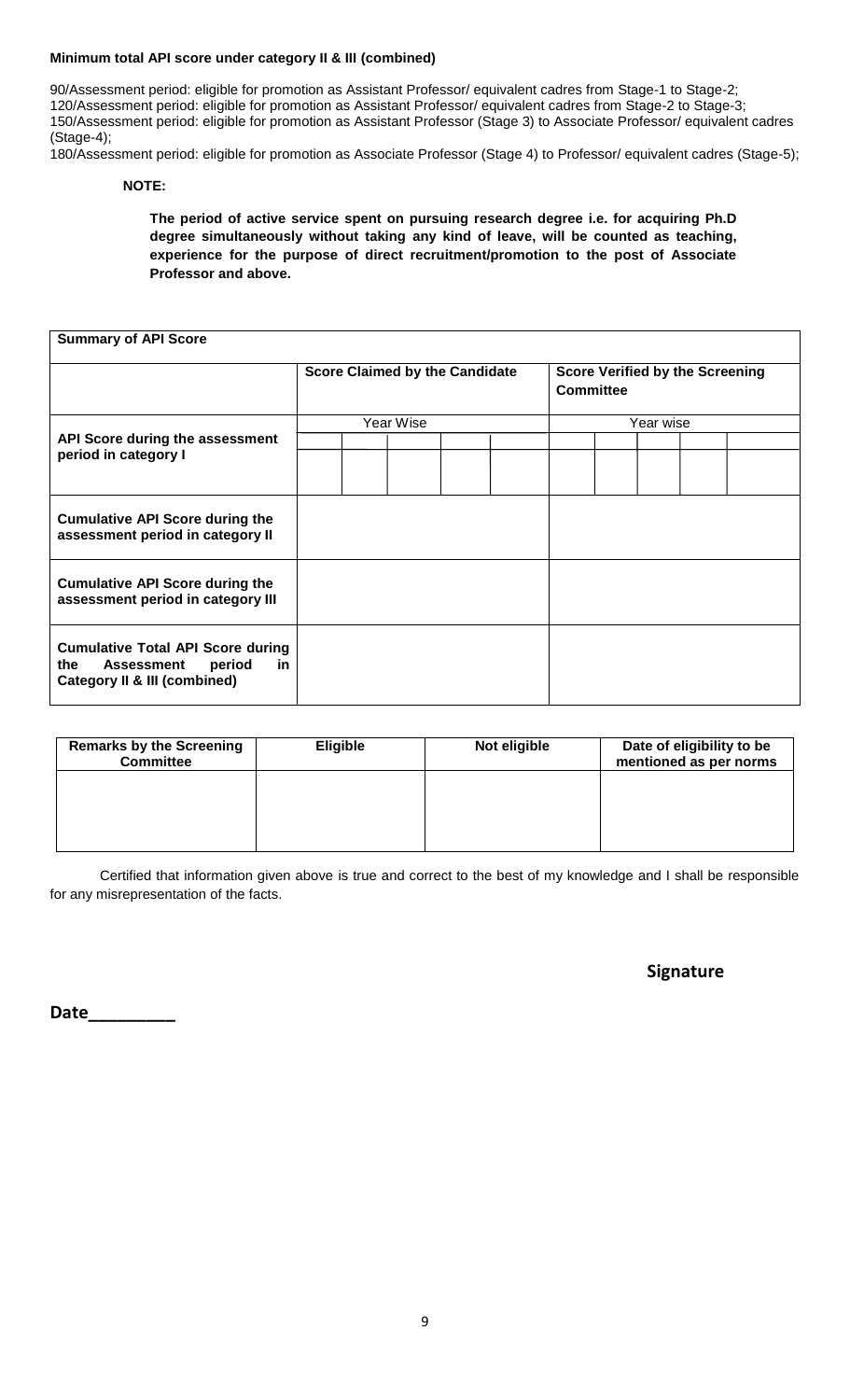**Minimum total API score under category II & III (combined)**

90/Assessment period: eligible for promotion as Assistant Professor/ equivalent cadres from Stage-1 to Stage-2;
120/Assessment period: eligible for promotion as Assistant Professor/ equivalent cadres from Stage-2 to Stage-3;
150/Assessment period: eligible for promotion as Assistant Professor (Stage 3) to Associate Professor/ equivalent cadres (Stage-4);
180/Assessment period: eligible for promotion as Associate Professor (Stage 4) to Professor/ equivalent cadres (Stage-5);

**NOTE:**

**The period of active service spent on pursuing research degree i.e. for acquiring Ph.D degree simultaneously without taking any kind of leave, will be counted as teaching, experience for the purpose of direct recruitment/promotion to the post of Associate Professor and above.**

| **Summary of API Score** | | | | | | | | | | |
|---|---|---|---|---|---|---|---|---|---|---|
| | **Score Claimed by the Candidate** | | | | | **Score Verified by the Screening Committee** | | | | |
| **API Score during the assessment period in category I** | Year Wise | | | | | Year wise | | | | |
| | | | | | | | | | | |
| | | | | | | | | | | |
| **Cumulative API Score during the assessment period in category II** | | | | | | | | | | |
| **Cumulative API Score during the assessment period in category III** | | | | | | | | | | |
| **Cumulative Total API Score during the Assessment period in Category II & III (combined)** | | | | | | | | | | |

| **Remarks by the Screening Committee** | **Eligible** | **Not eligible** | **Date of eligibility to be mentioned as per norms** |
|---|---|---|---|
| | | | |

Certified that information given above is true and correct to the best of my knowledge and I shall be responsible for any misrepresentation of the facts.

**Signature**

**Date_________**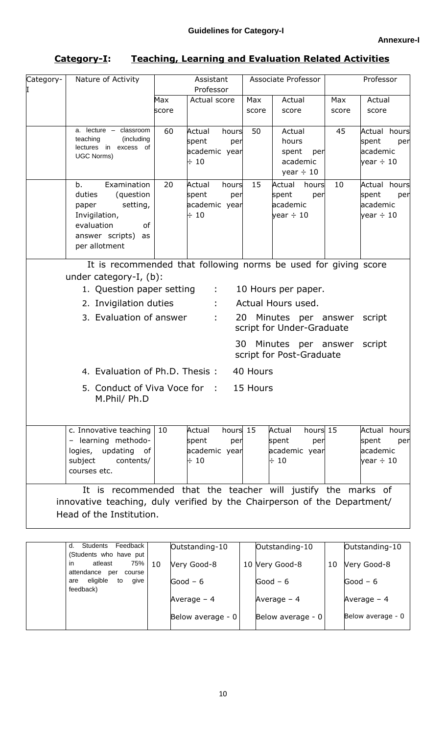**Guidelines for Category-I**

**Annexure-I**

## Category-I: Teaching, Learning and Evaluation Related Activities

| Category-I | Nature of Activity | Assistant Professor | | Associate Professor | | Professor | |
|---|---|---|---|---|---|---|---|
| | | Max score | Actual score | Max score | Actual score | Max score | Actual score |
| | a. lecture – classroom teaching (including lectures in excess of UGC Norms) | 60 | Actual hours spent per academic year ÷ 10 | 50 | Actual hours spent per academic year ÷ 10 | 45 | Actual hours spent per academic year ÷ 10 |
| | b. Examination duties (question paper setting, Invigilation, evaluation of answer scripts) as per allotment | 20 | Actual hours spent per academic year ÷ 10 | 15 | Actual hours spent per academic year ÷ 10 | 10 | Actual hours spent per academic year ÷ 10 |

It is recommended that following norms be used for giving score under category-I, (b):

1. Question paper setting : 10 Hours per paper.
2. Invigilation duties : Actual Hours used.
3. Evaluation of answer : 20 Minutes per answer script for Under-Graduate
   30 Minutes per answer script for Post-Graduate
4. Evaluation of Ph.D. Thesis : 40 Hours
5. Conduct of Viva Voce for M.Phil/ Ph.D : 15 Hours

| Category-I | Nature of Activity | Assistant Professor Max score | Actual score | Associate Professor Max score | Actual score | Professor Max score | Actual score |
|---|---|---|---|---|---|---|---|
| | c. Innovative teaching – learning methodologies, updating of subject contents/ courses etc. | 10 | Actual hours spent per academic year ÷ 10 | 15 | Actual hours spent per academic year ÷ 10 | 15 | Actual hours spent per academic year ÷ 10 |

It is recommended that the teacher will justify the marks of innovative teaching, duly verified by the Chairperson of the Department/ Head of the Institution.

| Category-I | Nature of Activity | Assistant Professor Max score | Actual score | Associate Professor Max score | Actual score | Professor Max score | Actual score |
|---|---|---|---|---|---|---|---|
| | d. Students Feedback (Students who have put in atleast 75% attendance per course are eligible to give feedback) | 10 | Outstanding-10<br>Very Good-8<br>Good – 6<br>Average – 4<br>Below average - 0 | 10 | Outstanding-10<br>Very Good-8<br>Good – 6<br>Average – 4<br>Below average - 0 | 10 | Outstanding-10<br>Very Good-8<br>Good – 6<br>Average – 4<br>Below average - 0 |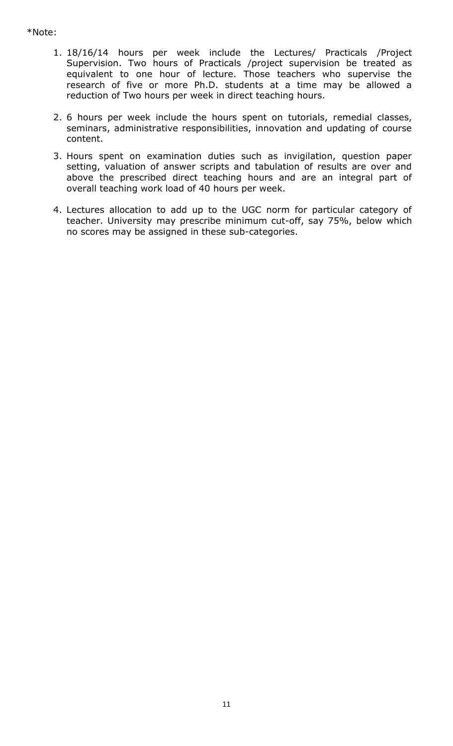*Note:

1. 18/16/14 hours per week include the Lectures/ Practicals /Project Supervision. Two hours of Practicals /project supervision be treated as equivalent to one hour of lecture. Those teachers who supervise the research of five or more Ph.D. students at a time may be allowed a reduction of Two hours per week in direct teaching hours.

2. 6 hours per week include the hours spent on tutorials, remedial classes, seminars, administrative responsibilities, innovation and updating of course content.

3. Hours spent on examination duties such as invigilation, question paper setting, valuation of answer scripts and tabulation of results are over and above the prescribed direct teaching hours and are an integral part of overall teaching work load of 40 hours per week.

4. Lectures allocation to add up to the UGC norm for particular category of teacher. University may prescribe minimum cut-off, say 75%, below which no scores may be assigned in these sub-categories.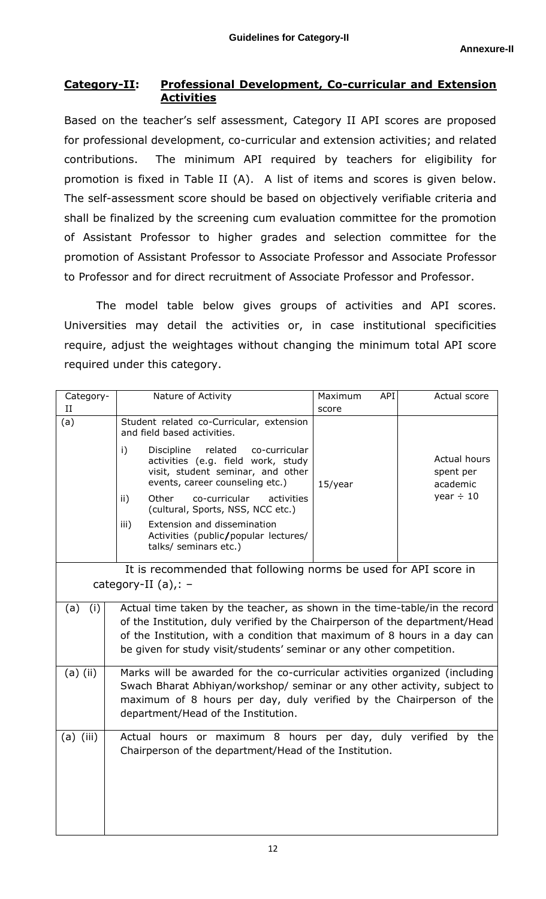**Guidelines for Category-II**

**Annexure-II**

## Category-II: Professional Development, Co-curricular and Extension Activities

Based on the teacher's self assessment, Category II API scores are proposed for professional development, co-curricular and extension activities; and related contributions. The minimum API required by teachers for eligibility for promotion is fixed in Table II (A). A list of items and scores is given below. The self-assessment score should be based on objectively verifiable criteria and shall be finalized by the screening cum evaluation committee for the promotion of Assistant Professor to higher grades and selection committee for the promotion of Assistant Professor to Associate Professor and Associate Professor to Professor and for direct recruitment of Associate Professor and Professor.

The model table below gives groups of activities and API scores. Universities may detail the activities or, in case institutional specificities require, adjust the weightages without changing the minimum total API score required under this category.

| Category-II | Nature of Activity | Maximum API score | Actual score |
|---|---|---|---|
| (a) | Student related co-Curricular, extension and field based activities.<br>i) Discipline related co-curricular activities (e.g. field work, study visit, student seminar, and other events, career counseling etc.)<br>ii) Other co-curricular activities (cultural, Sports, NSS, NCC etc.)<br>iii) Extension and dissemination Activities (public/popular lectures/ talks/ seminars etc.) | 15/year | Actual hours spent per academic year ÷ 10 |

| It is recommended that following norms be used for API score in category-II (a),: – | |
|---|---|
| (a) (i) | Actual time taken by the teacher, as shown in the time-table/in the record of the Institution, duly verified by the Chairperson of the department/Head of the Institution, with a condition that maximum of 8 hours in a day can be given for study visit/students' seminar or any other competition. |
| (a) (ii) | Marks will be awarded for the co-curricular activities organized (including Swach Bharat Abhiyan/workshop/ seminar or any other activity, subject to maximum of 8 hours per day, duly verified by the Chairperson of the department/Head of the Institution. |
| (a) (iii) | Actual hours or maximum 8 hours per day, duly verified by the Chairperson of the department/Head of the Institution. |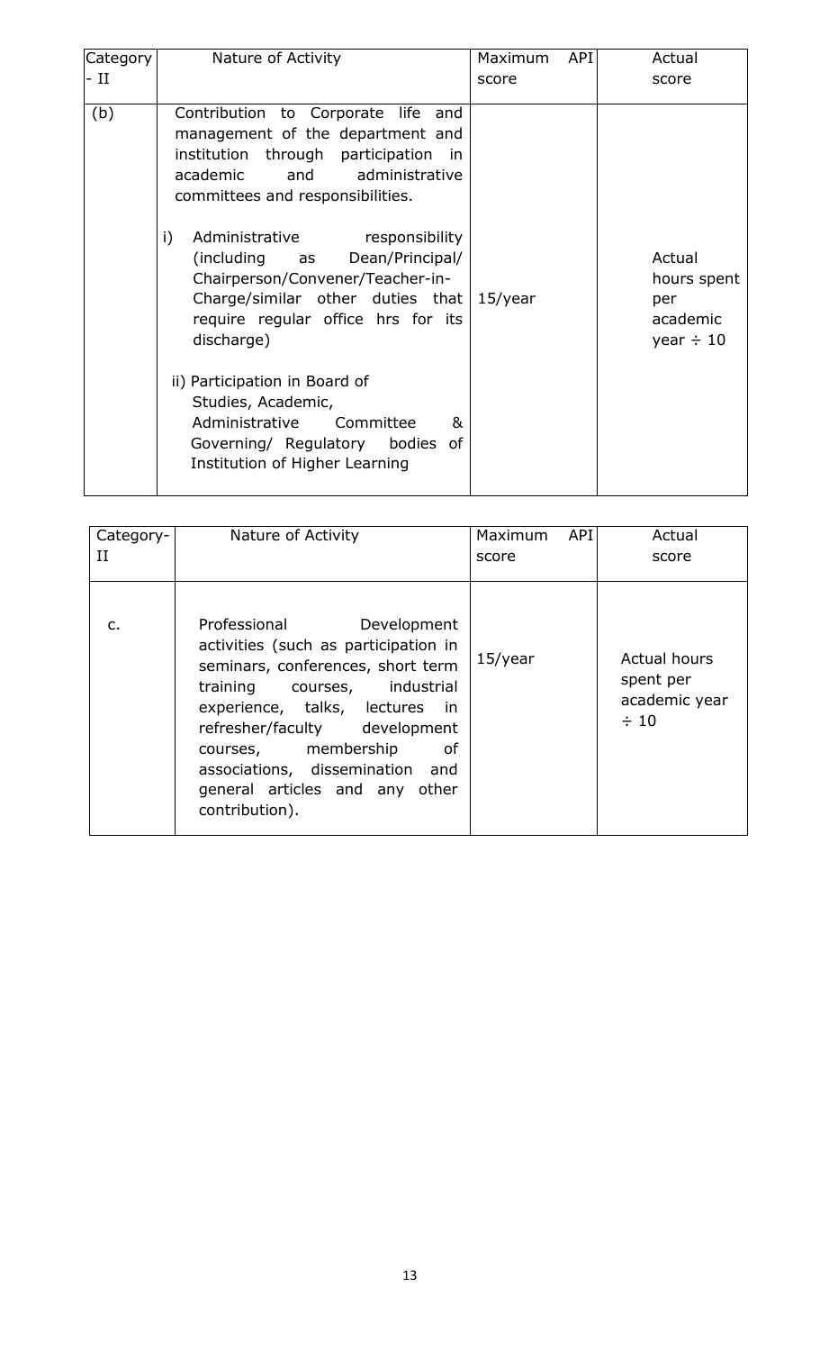| Category - II | Nature of Activity | Maximum API score | Actual score |
|---|---|---|---|
| (b) | Contribution to Corporate life and management of the department and institution through participation in academic and administrative committees and responsibilities.<br><br>i) Administrative responsibility (including as Dean/Principal/ Chairperson/Convener/Teacher-in-Charge/similar other duties that require regular office hrs for its discharge)<br><br>ii) Participation in Board of Studies, Academic, Administrative Committee & Governing/ Regulatory bodies of Institution of Higher Learning | 15/year | Actual hours spent per academic year ÷ 10 |

| Category-II | Nature of Activity | Maximum API score | Actual score |
|---|---|---|---|
| c. | Professional Development activities (such as participation in seminars, conferences, short term training courses, industrial experience, talks, lectures in refresher/faculty development courses, membership of associations, dissemination and general articles and any other contribution). | 15/year | Actual hours spent per academic year ÷ 10 |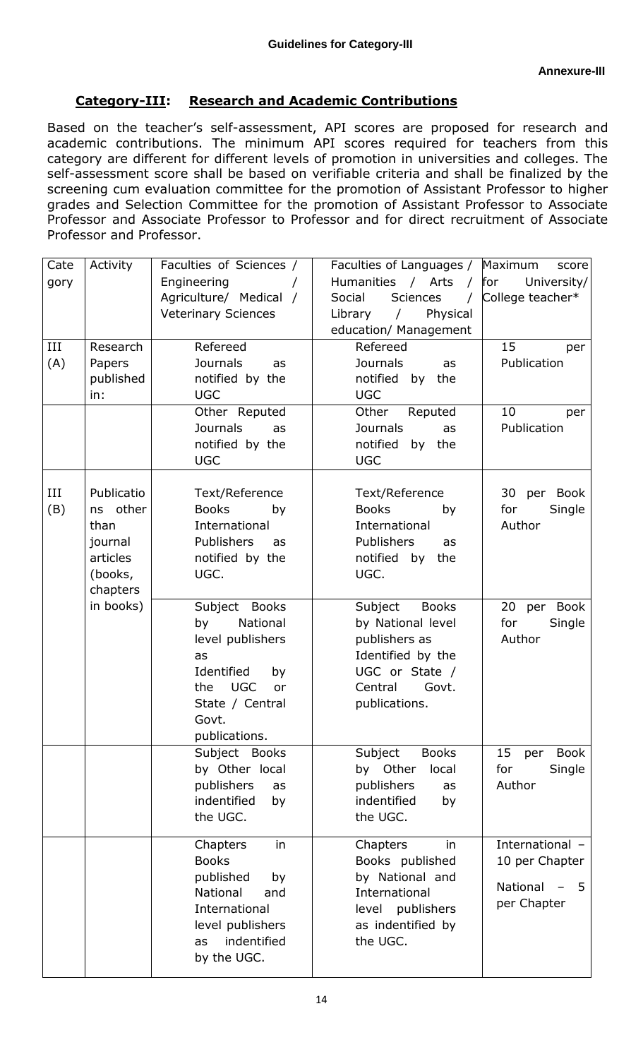**Guidelines for Category-III**

**Annexure-III**

## Category-III: Research and Academic Contributions

Based on the teacher's self-assessment, API scores are proposed for research and academic contributions. The minimum API scores required for teachers from this category are different for different levels of promotion in universities and colleges. The self-assessment score shall be based on verifiable criteria and shall be finalized by the screening cum evaluation committee for the promotion of Assistant Professor to higher grades and Selection Committee for the promotion of Assistant Professor to Associate Professor and Associate Professor to Professor and for direct recruitment of Associate Professor and Professor.

| Category | Activity | Faculties of Sciences / Engineering / Agriculture/ Medical / Veterinary Sciences | Faculties of Languages / Humanities / Arts / Social Sciences / Library / Physical education/ Management | Maximum score for University/ College teacher* |
|---|---|---|---|---|
| III (A) | Research Papers published in: | Refereed Journals as notified by the UGC | Refereed Journals as notified by the UGC | 15 per Publication |
| | | Other Reputed Journals as notified by the UGC | Other Reputed Journals as notified by the UGC | 10 per Publication |
| III (B) | Publications other than journal articles (books, chapters in books) | Text/Reference Books by International Publishers as notified by the UGC. | Text/Reference Books by International Publishers as notified by the UGC. | 30 per Book for Single Author |
| | | Subject Books by National level publishers as Identified by the UGC or State / Central Govt. publications. | Subject Books by National level publishers as Identified by the UGC or State / Central Govt. publications. | 20 per Book for Single Author |
| | | Subject Books by Other local publishers as indentified by the UGC. | Subject Books by Other local publishers as indentified by the UGC. | 15 per Book for Single Author |
| | | Chapters in Books published by National and International level publishers as indentified by the UGC. | Chapters in Books published by National and International level publishers as indentified by the UGC. | International – 10 per Chapter<br>National – 5 per Chapter |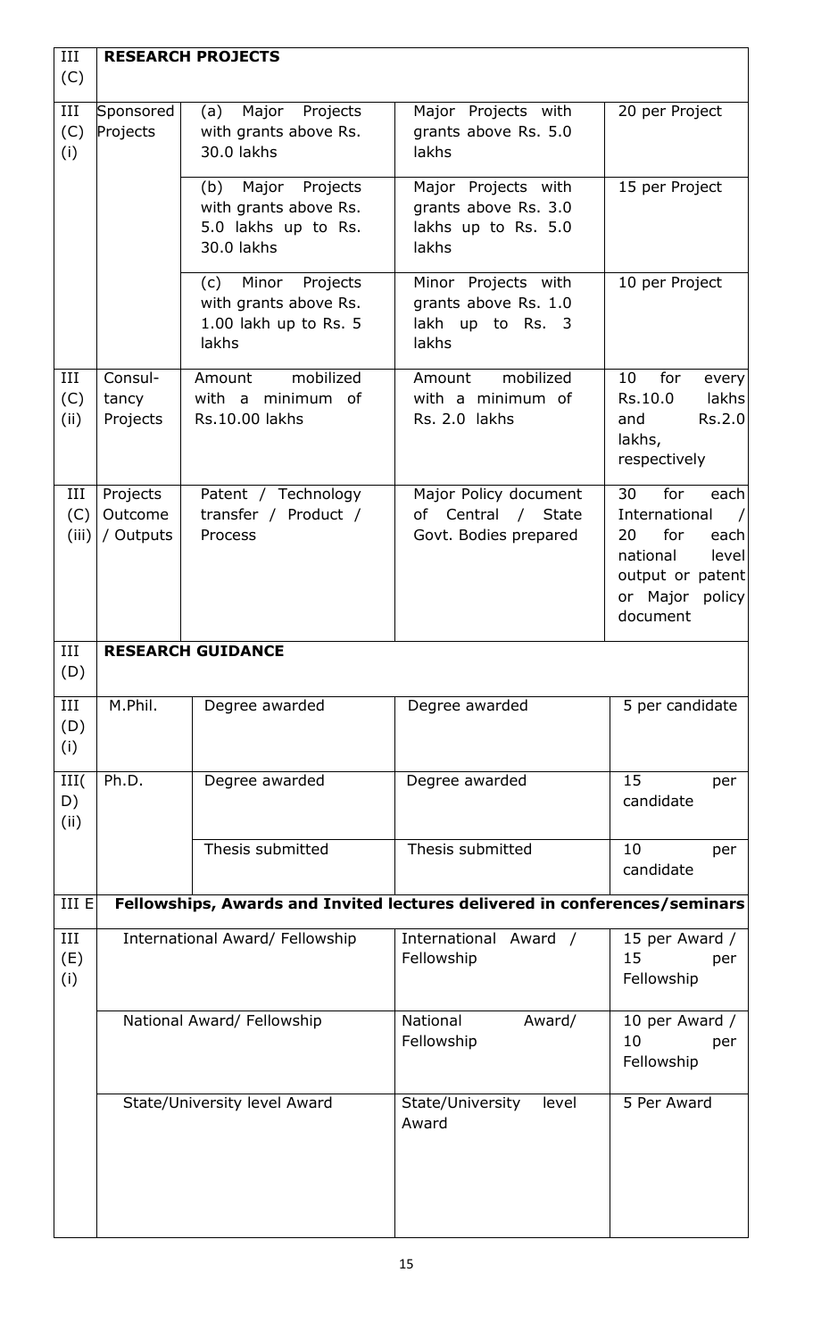| III (C) | **RESEARCH PROJECTS** | | | |
|---|---|---|---|---|
| III (C) (i) | Sponsored Projects | (a) Major Projects with grants above Rs. 30.0 lakhs | Major Projects with grants above Rs. 5.0 lakhs | 20 per Project |
| | | (b) Major Projects with grants above Rs. 5.0 lakhs up to Rs. 30.0 lakhs | Major Projects with grants above Rs. 3.0 lakhs up to Rs. 5.0 lakhs | 15 per Project |
| | | (c) Minor Projects with grants above Rs. 1.00 lakh up to Rs. 5 lakhs | Minor Projects with grants above Rs. 1.0 lakh up to Rs. 3 lakhs | 10 per Project |
| III (C) (ii) | Consul-tancy Projects | Amount mobilized with a minimum of Rs.10.00 lakhs | Amount mobilized with a minimum of Rs. 2.0 lakhs | 10 for every Rs.10.0 lakhs and Rs.2.0 lakhs, respectively |
| III (C) (iii) | Projects Outcome / Outputs | Patent / Technology transfer / Product / Process | Major Policy document of Central / State Govt. Bodies prepared | 30 for each International / 20 for each national level output or patent or Major policy document |
| III (D) | **RESEARCH GUIDANCE** | | | |
| III (D) (i) | M.Phil. | Degree awarded | Degree awarded | 5 per candidate |
| III( D) (ii) | Ph.D. | Degree awarded | Degree awarded | 15 per candidate |
| | | Thesis submitted | Thesis submitted | 10 per candidate |
| III E | **Fellowships, Awards and Invited lectures delivered in conferences/seminars** | | | |
| III (E) (i) | International Award/ Fellowship | | International Award / Fellowship | 15 per Award / 15 per Fellowship |
| | National Award/ Fellowship | | National Award/ Fellowship | 10 per Award / 10 per Fellowship |
| | State/University level Award | | State/University level Award | 5 Per Award |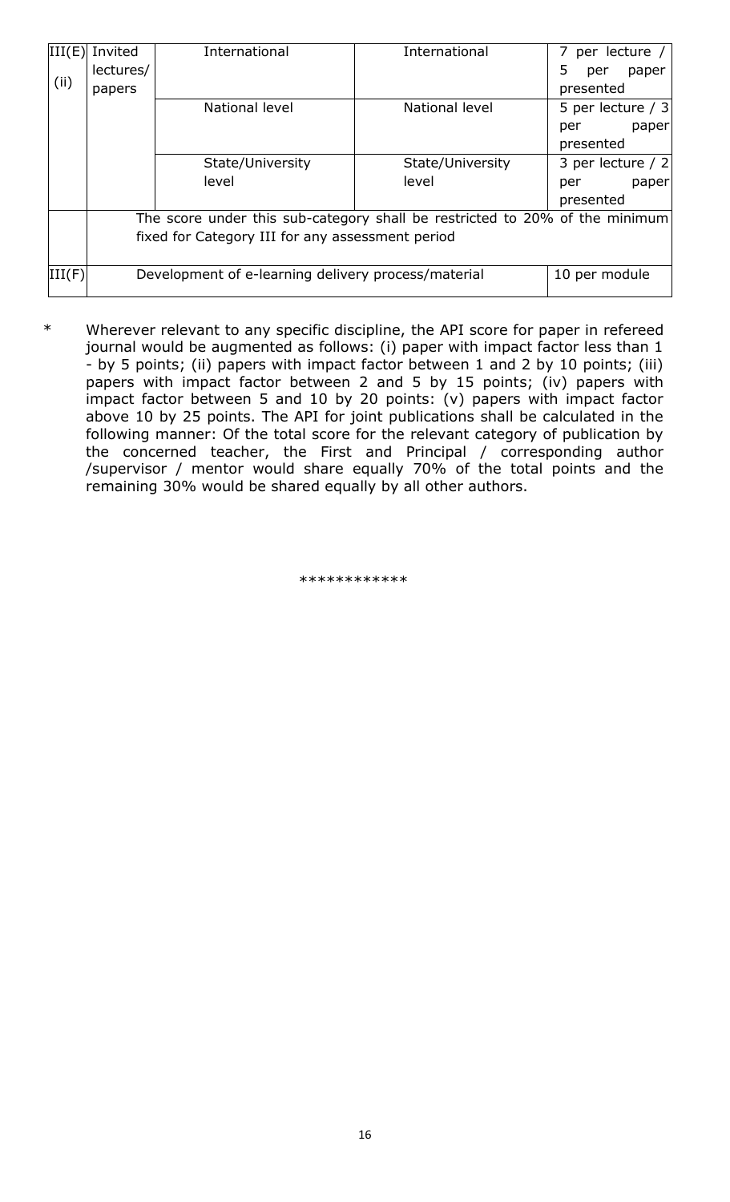| | | | | |
|---|---|---|---|---|
| III(E) (ii) | Invited lectures/ papers | International | International | 7 per lecture / 5 per paper presented |
| | | National level | National level | 5 per lecture / 3 per paper presented |
| | | State/University level | State/University level | 3 per lecture / 2 per paper presented |
| | The score under this sub-category shall be restricted to 20% of the minimum fixed for Category III for any assessment period | | | |
| III(F) | Development of e-learning delivery process/material | | | 10 per module |

\* Wherever relevant to any specific discipline, the API score for paper in refereed journal would be augmented as follows: (i) paper with impact factor less than 1 - by 5 points; (ii) papers with impact factor between 1 and 2 by 10 points; (iii) papers with impact factor between 2 and 5 by 15 points; (iv) papers with impact factor between 5 and 10 by 20 points: (v) papers with impact factor above 10 by 25 points. The API for joint publications shall be calculated in the following manner: Of the total score for the relevant category of publication by the concerned teacher, the First and Principal / corresponding author /supervisor / mentor would share equally 70% of the total points and the remaining 30% would be shared equally by all other authors.

\*\*\*\*\*\*\*\*\*\*\*\*